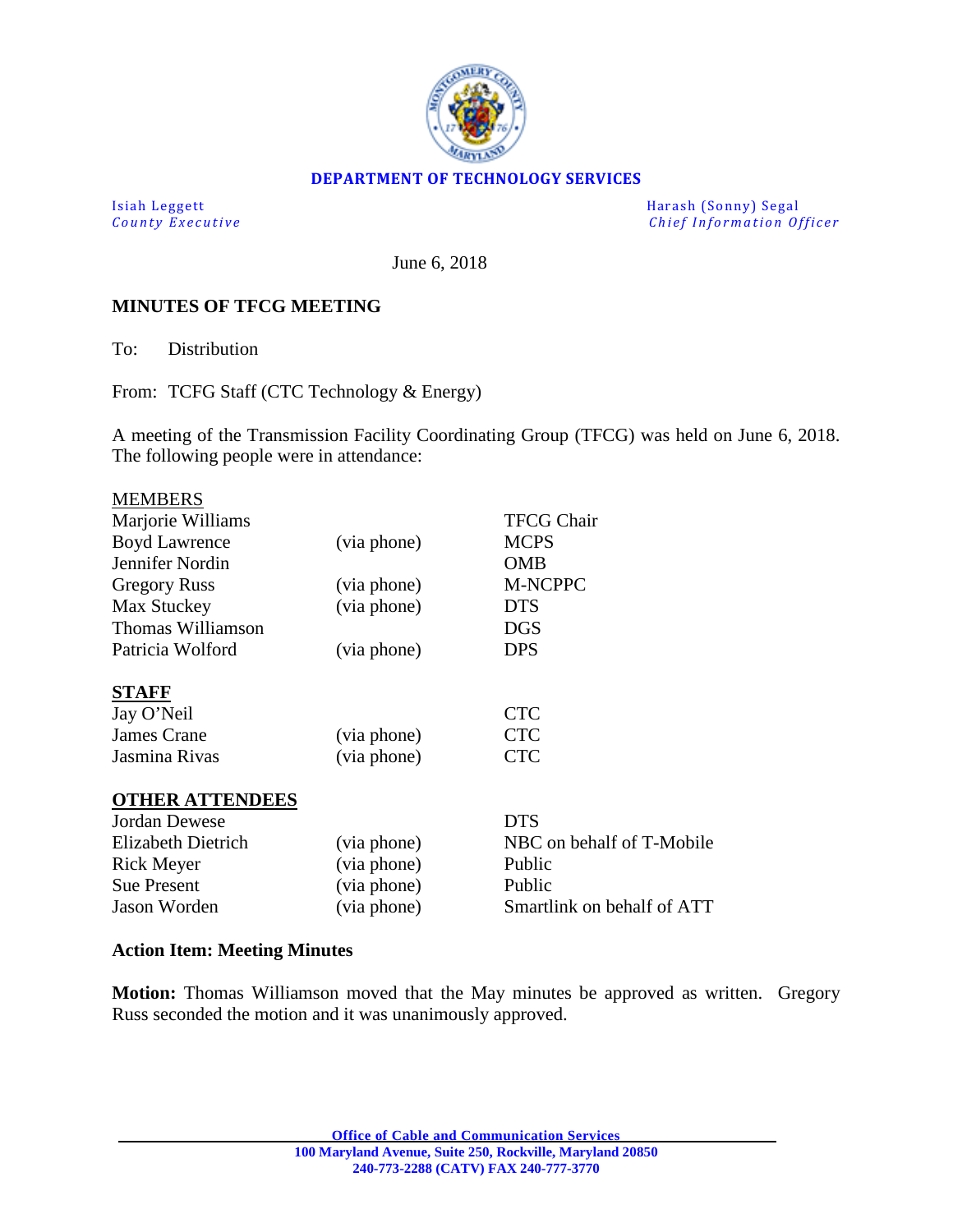**DEPARTMENT OF TECHNOLOGY SERVICES**

Isiah Leggett
*County Executive*

Harash (Sonny) Segal
*Chief Information Officer*

June 6, 2018

**MINUTES OF TFCG MEETING**

To: Distribution

From: TCFG Staff (CTC Technology & Energy)

A meeting of the Transmission Facility Coordinating Group (TFCG) was held on June 6, 2018. The following people were in attendance:

| MEMBERS | | |
|---|---|---|
| Marjorie Williams | | TFCG Chair |
| Boyd Lawrence | (via phone) | MCPS |
| Jennifer Nordin | | OMB |
| Gregory Russ | (via phone) | M-NCPPC |
| Max Stuckey | (via phone) | DTS |
| Thomas Williamson | | DGS |
| Patricia Wolford | (via phone) | DPS |

| **STAFF** | | |
|---|---|---|
| Jay O'Neil | | CTC |
| James Crane | (via phone) | CTC |
| Jasmina Rivas | (via phone) | CTC |

| **OTHER ATTENDEES** | | |
|---|---|---|
| Jordan Dewese | | DTS |
| Elizabeth Dietrich | (via phone) | NBC on behalf of T-Mobile |
| Rick Meyer | (via phone) | Public |
| Sue Present | (via phone) | Public |
| Jason Worden | (via phone) | Smartlink on behalf of ATT |

**Action Item: Meeting Minutes**

**Motion:** Thomas Williamson moved that the May minutes be approved as written. Gregory Russ seconded the motion and it was unanimously approved.

**Office of Cable and Communication Services**
**100 Maryland Avenue, Suite 250, Rockville, Maryland 20850**
**240-773-2288 (CATV) FAX 240-777-3770**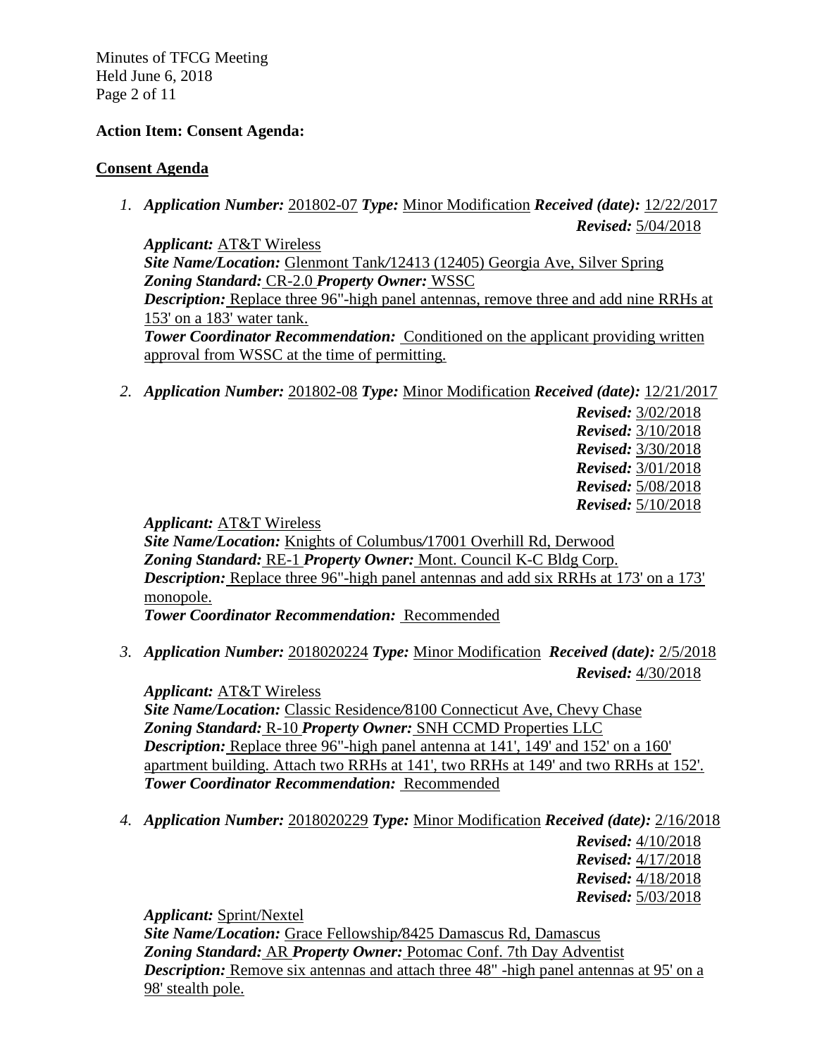**Action Item: Consent Agenda:**

**Consent Agenda**

1. ***Application Number:*** 201802-07 ***Type:*** Minor Modification ***Received (date):*** 12/22/2017
   ***Revised:*** 5/04/2018

   ***Applicant:*** AT&T Wireless
   ***Site Name/Location:*** Glenmont Tank/12413 (12405) Georgia Ave, Silver Spring
   ***Zoning Standard:*** CR-2.0 ***Property Owner:*** WSSC
   ***Description:*** Replace three 96"-high panel antennas, remove three and add nine RRHs at 153' on a 183' water tank.
   ***Tower Coordinator Recommendation:*** Conditioned on the applicant providing written approval from WSSC at the time of permitting.

2. ***Application Number:*** 201802-08 ***Type:*** Minor Modification ***Received (date):*** 12/21/2017
   ***Revised:*** 3/02/2018
   ***Revised:*** 3/10/2018
   ***Revised:*** 3/30/2018
   ***Revised:*** 3/01/2018
   ***Revised:*** 5/08/2018
   ***Revised:*** 5/10/2018

   ***Applicant:*** AT&T Wireless
   ***Site Name/Location:*** Knights of Columbus/17001 Overhill Rd, Derwood
   ***Zoning Standard:*** RE-1 ***Property Owner:*** Mont. Council K-C Bldg Corp.
   ***Description:*** Replace three 96"-high panel antennas and add six RRHs at 173' on a 173' monopole.
   ***Tower Coordinator Recommendation:*** Recommended

3. ***Application Number:*** 2018020224 ***Type:*** Minor Modification ***Received (date):*** 2/5/2018
   ***Revised:*** 4/30/2018

   ***Applicant:*** AT&T Wireless
   ***Site Name/Location:*** Classic Residence/8100 Connecticut Ave, Chevy Chase
   ***Zoning Standard:*** R-10 ***Property Owner:*** SNH CCMD Properties LLC
   ***Description:*** Replace three 96"-high panel antenna at 141', 149' and 152' on a 160' apartment building. Attach two RRHs at 141', two RRHs at 149' and two RRHs at 152'.
   ***Tower Coordinator Recommendation:*** Recommended

4. ***Application Number:*** 2018020229 ***Type:*** Minor Modification ***Received (date):*** 2/16/2018
   ***Revised:*** 4/10/2018
   ***Revised:*** 4/17/2018
   ***Revised:*** 4/18/2018
   ***Revised:*** 5/03/2018

   ***Applicant:*** Sprint/Nextel
   ***Site Name/Location:*** Grace Fellowship/8425 Damascus Rd, Damascus
   ***Zoning Standard:*** AR ***Property Owner:*** Potomac Conf. 7th Day Adventist
   ***Description:*** Remove six antennas and attach three 48" -high panel antennas at 95' on a 98' stealth pole.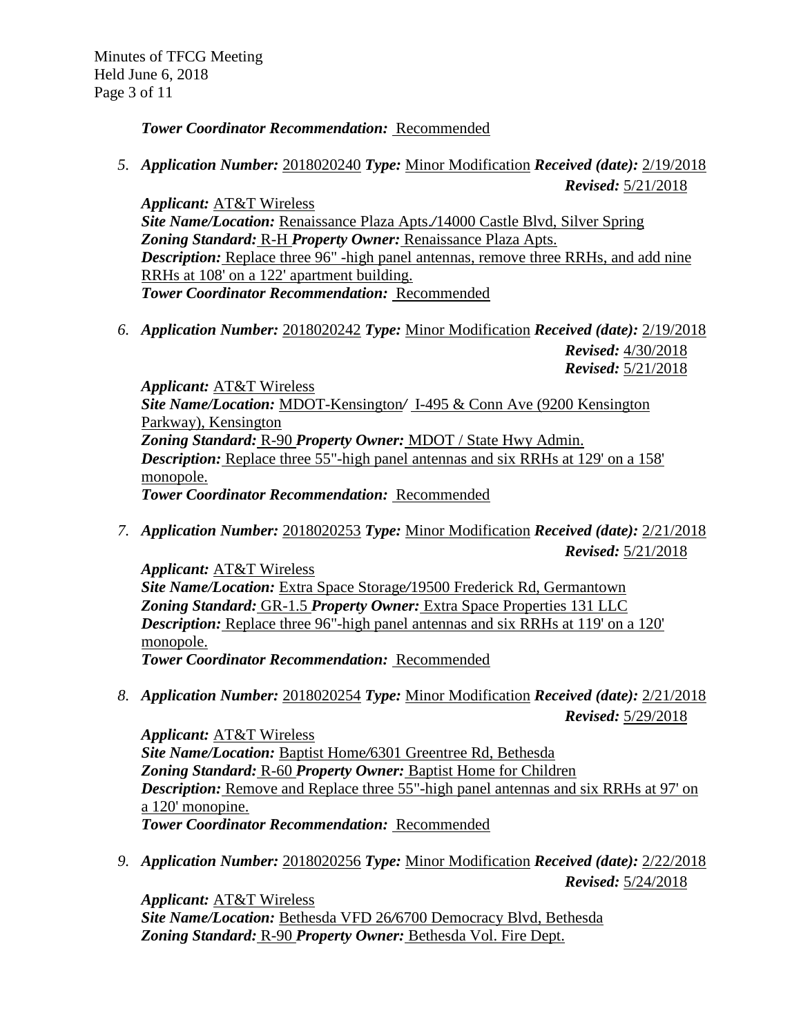***Tower Coordinator Recommendation:*** Recommended

5. ***Application Number:*** 2018020240 ***Type:*** Minor Modification ***Received (date):*** 2/19/2018
***Revised:*** 5/21/2018
***Applicant:*** AT&T Wireless
***Site Name/Location:*** Renaissance Plaza Apts./14000 Castle Blvd, Silver Spring
***Zoning Standard:*** R-H ***Property Owner:*** Renaissance Plaza Apts.
***Description:*** Replace three 96" -high panel antennas, remove three RRHs, and add nine RRHs at 108' on a 122' apartment building.
***Tower Coordinator Recommendation:*** Recommended

6. ***Application Number:*** 2018020242 ***Type:*** Minor Modification ***Received (date):*** 2/19/2018
***Revised:*** 4/30/2018
***Revised:*** 5/21/2018
***Applicant:*** AT&T Wireless
***Site Name/Location:*** MDOT-Kensington/ I-495 & Conn Ave (9200 Kensington Parkway), Kensington
***Zoning Standard:*** R-90 ***Property Owner:*** MDOT / State Hwy Admin.
***Description:*** Replace three 55"-high panel antennas and six RRHs at 129' on a 158' monopole.
***Tower Coordinator Recommendation:*** Recommended

7. ***Application Number:*** 2018020253 ***Type:*** Minor Modification ***Received (date):*** 2/21/2018
***Revised:*** 5/21/2018
***Applicant:*** AT&T Wireless
***Site Name/Location:*** Extra Space Storage/19500 Frederick Rd, Germantown
***Zoning Standard:*** GR-1.5 ***Property Owner:*** Extra Space Properties 131 LLC
***Description:*** Replace three 96"-high panel antennas and six RRHs at 119' on a 120' monopole.
***Tower Coordinator Recommendation:*** Recommended

8. ***Application Number:*** 2018020254 ***Type:*** Minor Modification ***Received (date):*** 2/21/2018
***Revised:*** 5/29/2018
***Applicant:*** AT&T Wireless
***Site Name/Location:*** Baptist Home/6301 Greentree Rd, Bethesda
***Zoning Standard:*** R-60 ***Property Owner:*** Baptist Home for Children
***Description:*** Remove and Replace three 55"-high panel antennas and six RRHs at 97' on a 120' monopine.
***Tower Coordinator Recommendation:*** Recommended

9. ***Application Number:*** 2018020256 ***Type:*** Minor Modification ***Received (date):*** 2/22/2018
***Revised:*** 5/24/2018
***Applicant:*** AT&T Wireless
***Site Name/Location:*** Bethesda VFD 26/6700 Democracy Blvd, Bethesda
***Zoning Standard:*** R-90 ***Property Owner:*** Bethesda Vol. Fire Dept.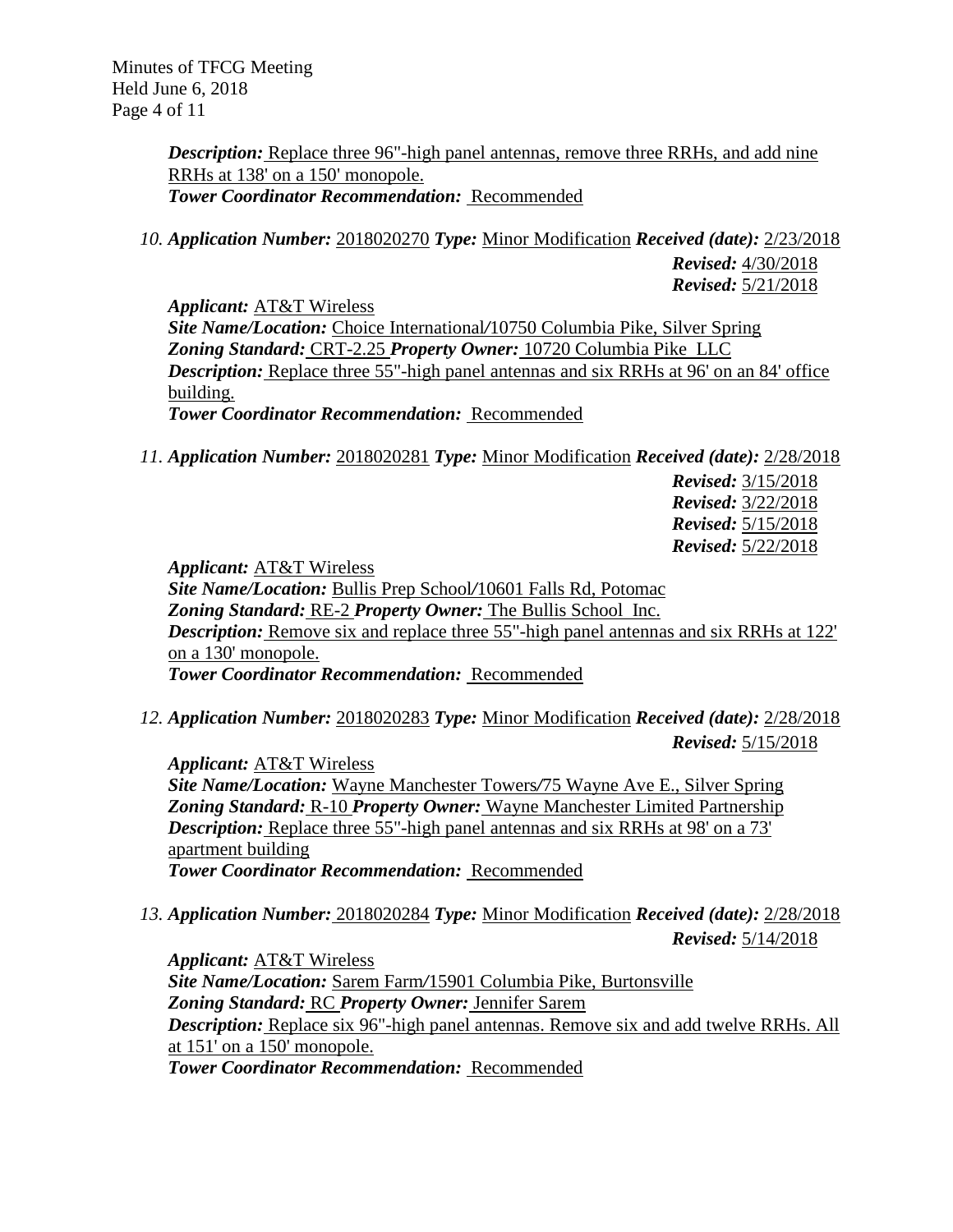***Description:*** Replace three 96"-high panel antennas, remove three RRHs, and add nine RRHs at 138' on a 150' monopole.
***Tower Coordinator Recommendation:*** Recommended

10. ***Application Number:*** 2018020270 ***Type:*** Minor Modification ***Received (date):*** 2/23/2018
***Revised:*** 4/30/2018
***Revised:*** 5/21/2018
***Applicant:*** AT&T Wireless
***Site Name/Location:*** Choice International/10750 Columbia Pike, Silver Spring
***Zoning Standard:*** CRT-2.25 ***Property Owner:*** 10720 Columbia Pike LLC
***Description:*** Replace three 55"-high panel antennas and six RRHs at 96' on an 84' office building.
***Tower Coordinator Recommendation:*** Recommended

11. ***Application Number:*** 2018020281 ***Type:*** Minor Modification ***Received (date):*** 2/28/2018
***Revised:*** 3/15/2018
***Revised:*** 3/22/2018
***Revised:*** 5/15/2018
***Revised:*** 5/22/2018
***Applicant:*** AT&T Wireless
***Site Name/Location:*** Bullis Prep School/10601 Falls Rd, Potomac
***Zoning Standard:*** RE-2 ***Property Owner:*** The Bullis School Inc.
***Description:*** Remove six and replace three 55"-high panel antennas and six RRHs at 122' on a 130' monopole.
***Tower Coordinator Recommendation:*** Recommended

12. ***Application Number:*** 2018020283 ***Type:*** Minor Modification ***Received (date):*** 2/28/2018
***Revised:*** 5/15/2018
***Applicant:*** AT&T Wireless
***Site Name/Location:*** Wayne Manchester Towers/75 Wayne Ave E., Silver Spring
***Zoning Standard:*** R-10 ***Property Owner:*** Wayne Manchester Limited Partnership
***Description:*** Replace three 55"-high panel antennas and six RRHs at 98' on a 73' apartment building
***Tower Coordinator Recommendation:*** Recommended

13. ***Application Number:*** 2018020284 ***Type:*** Minor Modification ***Received (date):*** 2/28/2018
***Revised:*** 5/14/2018
***Applicant:*** AT&T Wireless
***Site Name/Location:*** Sarem Farm/15901 Columbia Pike, Burtonsville
***Zoning Standard:*** RC ***Property Owner:*** Jennifer Sarem
***Description:*** Replace six 96"-high panel antennas. Remove six and add twelve RRHs. All at 151' on a 150' monopole.
***Tower Coordinator Recommendation:*** Recommended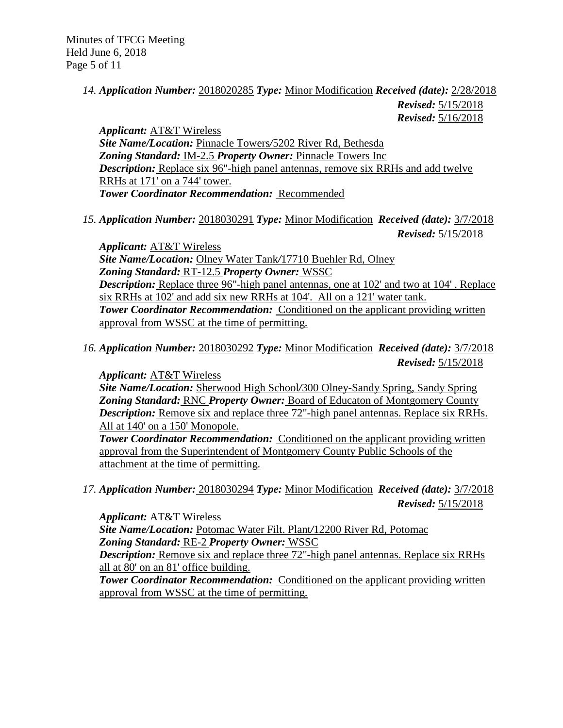14. ***Application Number:*** 2018020285 ***Type:*** Minor Modification ***Received (date):*** 2/28/2018
***Revised:*** 5/15/2018
***Revised:*** 5/16/2018

***Applicant:*** AT&T Wireless
***Site Name/Location:*** Pinnacle Towers/5202 River Rd, Bethesda
***Zoning Standard:*** IM-2.5 ***Property Owner:*** Pinnacle Towers Inc
***Description:*** Replace six 96"-high panel antennas, remove six RRHs and add twelve RRHs at 171' on a 744' tower.
***Tower Coordinator Recommendation:*** Recommended

15. ***Application Number:*** 2018030291 ***Type:*** Minor Modification ***Received (date):*** 3/7/2018
***Revised:*** 5/15/2018

***Applicant:*** AT&T Wireless
***Site Name/Location:*** Olney Water Tank/17710 Buehler Rd, Olney
***Zoning Standard:*** RT-12.5 ***Property Owner:*** WSSC
***Description:*** Replace three 96"-high panel antennas, one at 102' and two at 104' . Replace six RRHs at 102' and add six new RRHs at 104'. All on a 121' water tank.
***Tower Coordinator Recommendation:*** Conditioned on the applicant providing written approval from WSSC at the time of permitting.

16. ***Application Number:*** 2018030292 ***Type:*** Minor Modification ***Received (date):*** 3/7/2018
***Revised:*** 5/15/2018

***Applicant:*** AT&T Wireless
***Site Name/Location:*** Sherwood High School/300 Olney-Sandy Spring, Sandy Spring
***Zoning Standard:*** RNC ***Property Owner:*** Board of Educaton of Montgomery County
***Description:*** Remove six and replace three 72"-high panel antennas. Replace six RRHs. All at 140' on a 150' Monopole.
***Tower Coordinator Recommendation:*** Conditioned on the applicant providing written approval from the Superintendent of Montgomery County Public Schools of the attachment at the time of permitting.

17. ***Application Number:*** 2018030294 ***Type:*** Minor Modification ***Received (date):*** 3/7/2018
***Revised:*** 5/15/2018

***Applicant:*** AT&T Wireless
***Site Name/Location:*** Potomac Water Filt. Plant/12200 River Rd, Potomac
***Zoning Standard:*** RE-2 ***Property Owner:*** WSSC
***Description:*** Remove six and replace three 72"-high panel antennas. Replace six RRHs all at 80' on an 81' office building.
***Tower Coordinator Recommendation:*** Conditioned on the applicant providing written approval from WSSC at the time of permitting.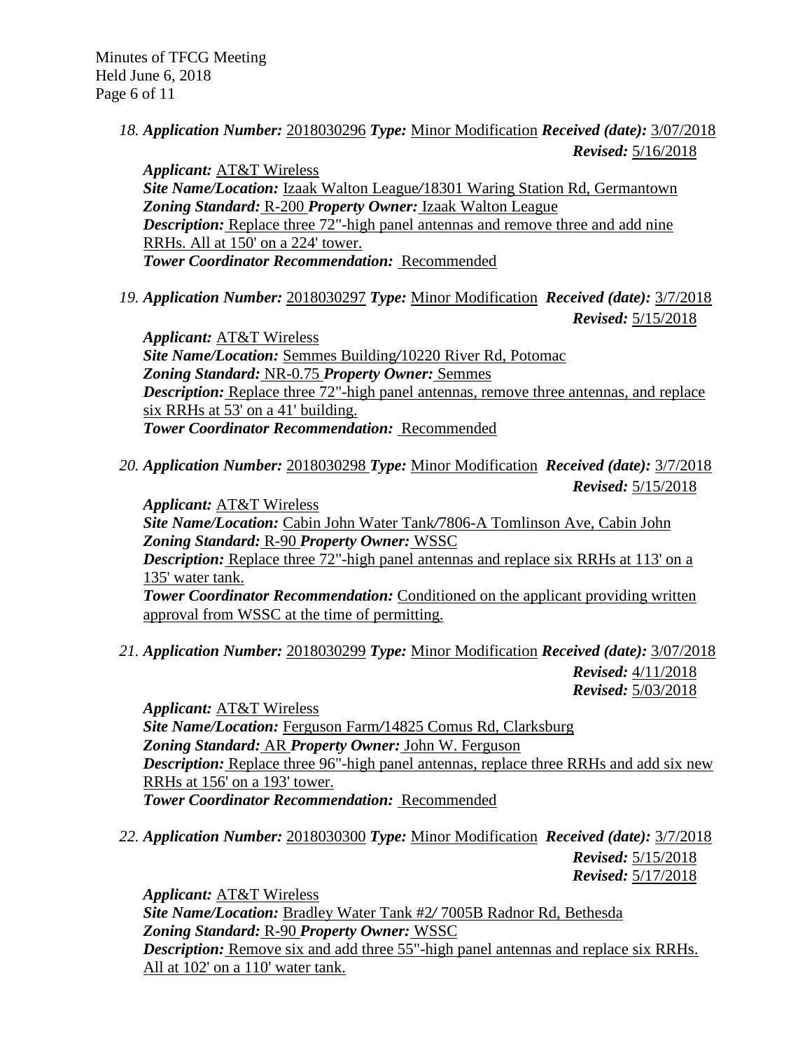18. ***Application Number:*** 2018030296 ***Type:*** Minor Modification ***Received (date):*** 3/07/2018
***Revised:*** 5/16/2018

***Applicant:*** AT&T Wireless
***Site Name/Location:*** Izaak Walton League/18301 Waring Station Rd, Germantown
***Zoning Standard:*** R-200 ***Property Owner:*** Izaak Walton League
***Description:*** Replace three 72"-high panel antennas and remove three and add nine RRHs. All at 150' on a 224' tower.
***Tower Coordinator Recommendation:*** Recommended

19. ***Application Number:*** 2018030297 ***Type:*** Minor Modification ***Received (date):*** 3/7/2018
***Revised:*** 5/15/2018

***Applicant:*** AT&T Wireless
***Site Name/Location:*** Semmes Building/10220 River Rd, Potomac
***Zoning Standard:*** NR-0.75 ***Property Owner:*** Semmes
***Description:*** Replace three 72"-high panel antennas, remove three antennas, and replace six RRHs at 53' on a 41' building.
***Tower Coordinator Recommendation:*** Recommended

20. ***Application Number:*** 2018030298 ***Type:*** Minor Modification ***Received (date):*** 3/7/2018
***Revised:*** 5/15/2018

***Applicant:*** AT&T Wireless
***Site Name/Location:*** Cabin John Water Tank/7806-A Tomlinson Ave, Cabin John
***Zoning Standard:*** R-90 ***Property Owner:*** WSSC
***Description:*** Replace three 72"-high panel antennas and replace six RRHs at 113' on a 135' water tank.
***Tower Coordinator Recommendation:*** Conditioned on the applicant providing written approval from WSSC at the time of permitting.

21. ***Application Number:*** 2018030299 ***Type:*** Minor Modification ***Received (date):*** 3/07/2018
***Revised:*** 4/11/2018
***Revised:*** 5/03/2018

***Applicant:*** AT&T Wireless
***Site Name/Location:*** Ferguson Farm/14825 Comus Rd, Clarksburg
***Zoning Standard:*** AR ***Property Owner:*** John W. Ferguson
***Description:*** Replace three 96"-high panel antennas, replace three RRHs and add six new RRHs at 156' on a 193' tower.
***Tower Coordinator Recommendation:*** Recommended

22. ***Application Number:*** 2018030300 ***Type:*** Minor Modification ***Received (date):*** 3/7/2018
***Revised:*** 5/15/2018
***Revised:*** 5/17/2018

***Applicant:*** AT&T Wireless
***Site Name/Location:*** Bradley Water Tank #2/ 7005B Radnor Rd, Bethesda
***Zoning Standard:*** R-90 ***Property Owner:*** WSSC
***Description:*** Remove six and add three 55"-high panel antennas and replace six RRHs. All at 102' on a 110' water tank.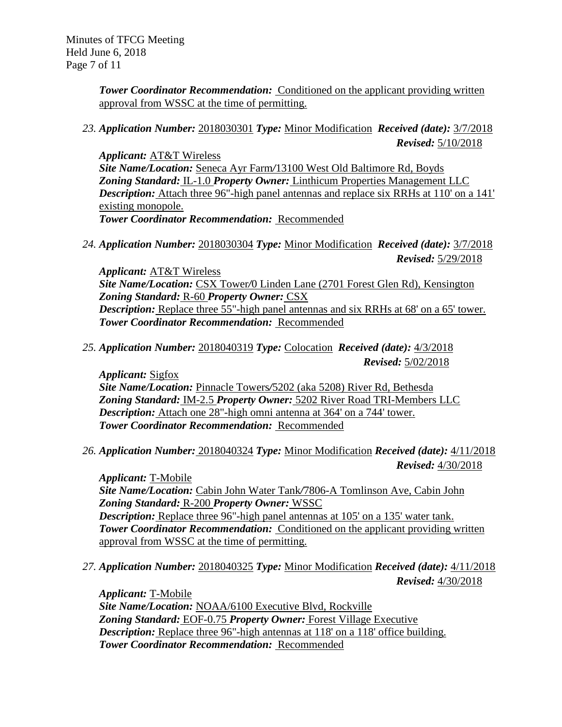*Tower Coordinator Recommendation:* Conditioned on the applicant providing written approval from WSSC at the time of permitting.

23. ***Application Number:*** 2018030301 ***Type:*** Minor Modification ***Received (date):*** 3/7/2018
***Revised:*** 5/10/2018

***Applicant:*** AT&T Wireless
***Site Name/Location:*** Seneca Ayr Farm/13100 West Old Baltimore Rd, Boyds
***Zoning Standard:*** IL-1.0 ***Property Owner:*** Linthicum Properties Management LLC
***Description:*** Attach three 96"-high panel antennas and replace six RRHs at 110' on a 141' existing monopole.
***Tower Coordinator Recommendation:*** Recommended

24. ***Application Number:*** 2018030304 ***Type:*** Minor Modification ***Received (date):*** 3/7/2018
***Revised:*** 5/29/2018

***Applicant:*** AT&T Wireless
***Site Name/Location:*** CSX Tower/0 Linden Lane (2701 Forest Glen Rd), Kensington
***Zoning Standard:*** R-60 ***Property Owner:*** CSX
***Description:*** Replace three 55"-high panel antennas and six RRHs at 68' on a 65' tower.
***Tower Coordinator Recommendation:*** Recommended

25. ***Application Number:*** 2018040319 ***Type:*** Colocation ***Received (date):*** 4/3/2018
***Revised:*** 5/02/2018

***Applicant:*** Sigfox
***Site Name/Location:*** Pinnacle Towers/5202 (aka 5208) River Rd, Bethesda
***Zoning Standard:*** IM-2.5 ***Property Owner:*** 5202 River Road TRI-Members LLC
***Description:*** Attach one 28"-high omni antenna at 364' on a 744' tower.
***Tower Coordinator Recommendation:*** Recommended

26. ***Application Number:*** 2018040324 ***Type:*** Minor Modification ***Received (date):*** 4/11/2018
***Revised:*** 4/30/2018

***Applicant:*** T-Mobile
***Site Name/Location:*** Cabin John Water Tank/7806-A Tomlinson Ave, Cabin John
***Zoning Standard:*** R-200 ***Property Owner:*** WSSC
***Description:*** Replace three 96"-high panel antennas at 105' on a 135' water tank.
***Tower Coordinator Recommendation:*** Conditioned on the applicant providing written approval from WSSC at the time of permitting.

27. ***Application Number:*** 2018040325 ***Type:*** Minor Modification ***Received (date):*** 4/11/2018
***Revised:*** 4/30/2018

***Applicant:*** T-Mobile
***Site Name/Location:*** NOAA/6100 Executive Blvd, Rockville
***Zoning Standard:*** EOF-0.75 ***Property Owner:*** Forest Village Executive
***Description:*** Replace three 96"-high antennas at 118' on a 118' office building.
***Tower Coordinator Recommendation:*** Recommended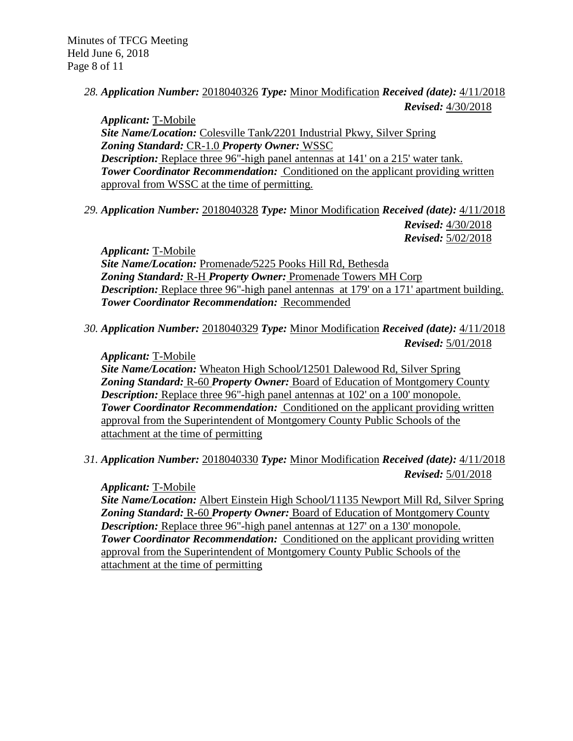28. ***Application Number:*** 2018040326 ***Type:*** Minor Modification ***Received (date):*** 4/11/2018
***Revised:*** 4/30/2018

***Applicant:*** T-Mobile
***Site Name/Location:*** Colesville Tank/2201 Industrial Pkwy, Silver Spring
***Zoning Standard:*** CR-1.0 ***Property Owner:*** WSSC
***Description:*** Replace three 96"-high panel antennas at 141' on a 215' water tank.
***Tower Coordinator Recommendation:*** Conditioned on the applicant providing written approval from WSSC at the time of permitting.

29. ***Application Number:*** 2018040328 ***Type:*** Minor Modification ***Received (date):*** 4/11/2018
***Revised:*** 4/30/2018
***Revised:*** 5/02/2018

***Applicant:*** T-Mobile
***Site Name/Location:*** Promenade/5225 Pooks Hill Rd, Bethesda
***Zoning Standard:*** R-H ***Property Owner:*** Promenade Towers MH Corp
***Description:*** Replace three 96"-high panel antennas at 179' on a 171' apartment building.
***Tower Coordinator Recommendation:*** Recommended

30. ***Application Number:*** 2018040329 ***Type:*** Minor Modification ***Received (date):*** 4/11/2018
***Revised:*** 5/01/2018

***Applicant:*** T-Mobile
***Site Name/Location:*** Wheaton High School/12501 Dalewood Rd, Silver Spring
***Zoning Standard:*** R-60 ***Property Owner:*** Board of Education of Montgomery County
***Description:*** Replace three 96"-high panel antennas at 102' on a 100' monopole.
***Tower Coordinator Recommendation:*** Conditioned on the applicant providing written approval from the Superintendent of Montgomery County Public Schools of the attachment at the time of permitting

31. ***Application Number:*** 2018040330 ***Type:*** Minor Modification ***Received (date):*** 4/11/2018
***Revised:*** 5/01/2018

***Applicant:*** T-Mobile
***Site Name/Location:*** Albert Einstein High School/11135 Newport Mill Rd, Silver Spring
***Zoning Standard:*** R-60 ***Property Owner:*** Board of Education of Montgomery County
***Description:*** Replace three 96"-high panel antennas at 127' on a 130' monopole.
***Tower Coordinator Recommendation:*** Conditioned on the applicant providing written approval from the Superintendent of Montgomery County Public Schools of the attachment at the time of permitting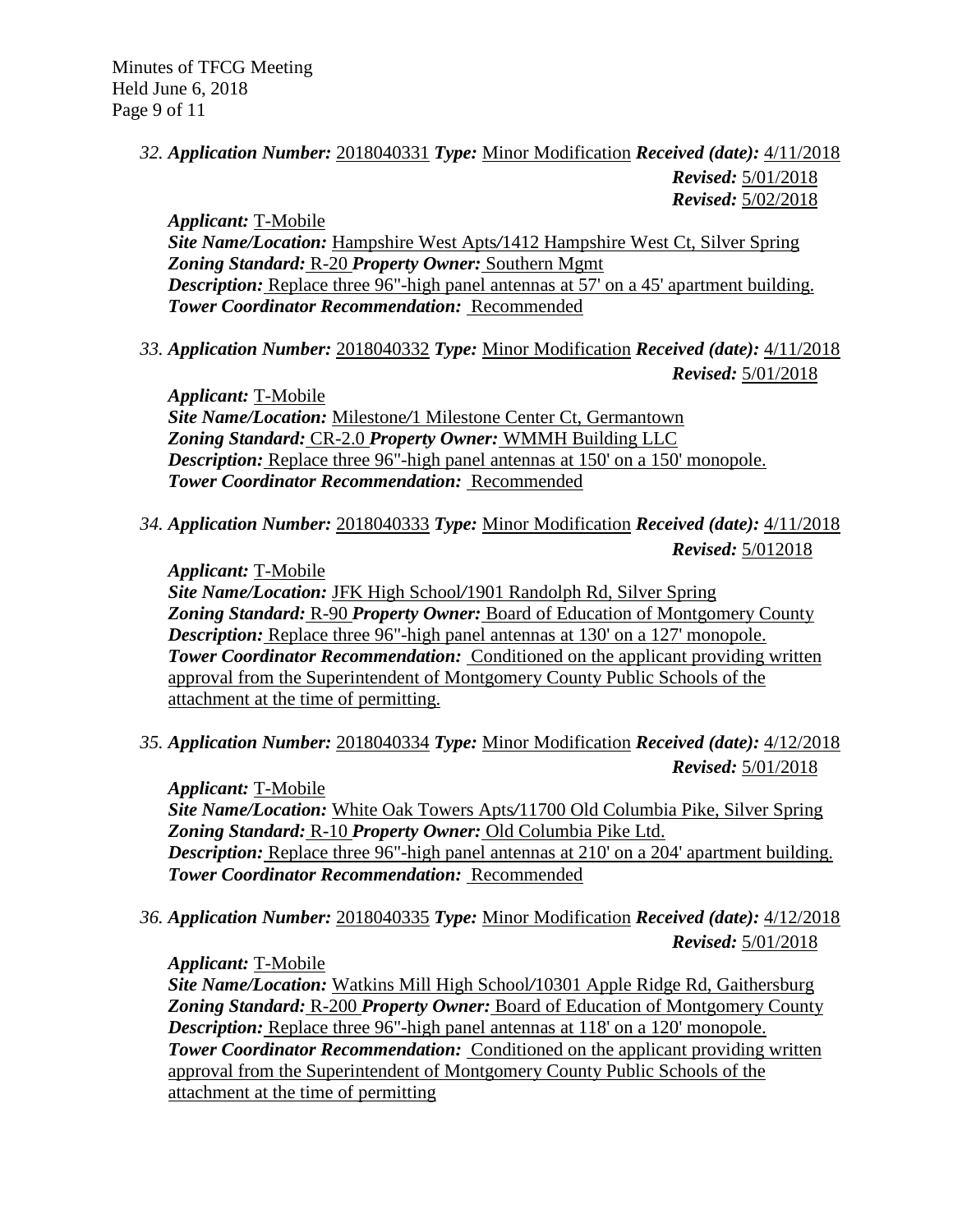*32. **Application Number:*** 2018040331 ***Type:*** Minor Modification ***Received (date):*** 4/11/2018
***Revised:*** 5/01/2018
***Revised:*** 5/02/2018

***Applicant:*** T-Mobile
***Site Name/Location:*** Hampshire West Apts/1412 Hampshire West Ct, Silver Spring
***Zoning Standard:*** R-20 ***Property Owner:*** Southern Mgmt
***Description:*** Replace three 96"-high panel antennas at 57' on a 45' apartment building.
***Tower Coordinator Recommendation:*** Recommended

*33. **Application Number:*** 2018040332 ***Type:*** Minor Modification ***Received (date):*** 4/11/2018
***Revised:*** 5/01/2018

***Applicant:*** T-Mobile
***Site Name/Location:*** Milestone/1 Milestone Center Ct, Germantown
***Zoning Standard:*** CR-2.0 ***Property Owner:*** WMMH Building LLC
***Description:*** Replace three 96"-high panel antennas at 150' on a 150' monopole.
***Tower Coordinator Recommendation:*** Recommended

*34. **Application Number:*** 2018040333 ***Type:*** Minor Modification ***Received (date):*** 4/11/2018
***Revised:*** 5/012018

***Applicant:*** T-Mobile
***Site Name/Location:*** JFK High School/1901 Randolph Rd, Silver Spring
***Zoning Standard:*** R-90 ***Property Owner:*** Board of Education of Montgomery County
***Description:*** Replace three 96"-high panel antennas at 130' on a 127' monopole.
***Tower Coordinator Recommendation:*** Conditioned on the applicant providing written approval from the Superintendent of Montgomery County Public Schools of the attachment at the time of permitting.

*35. **Application Number:*** 2018040334 ***Type:*** Minor Modification ***Received (date):*** 4/12/2018
***Revised:*** 5/01/2018

***Applicant:*** T-Mobile
***Site Name/Location:*** White Oak Towers Apts/11700 Old Columbia Pike, Silver Spring
***Zoning Standard:*** R-10 ***Property Owner:*** Old Columbia Pike Ltd.
***Description:*** Replace three 96"-high panel antennas at 210' on a 204' apartment building.
***Tower Coordinator Recommendation:*** Recommended

*36. **Application Number:*** 2018040335 ***Type:*** Minor Modification ***Received (date):*** 4/12/2018
***Revised:*** 5/01/2018

***Applicant:*** T-Mobile
***Site Name/Location:*** Watkins Mill High School/10301 Apple Ridge Rd, Gaithersburg
***Zoning Standard:*** R-200 ***Property Owner:*** Board of Education of Montgomery County
***Description:*** Replace three 96"-high panel antennas at 118' on a 120' monopole.
***Tower Coordinator Recommendation:*** Conditioned on the applicant providing written approval from the Superintendent of Montgomery County Public Schools of the attachment at the time of permitting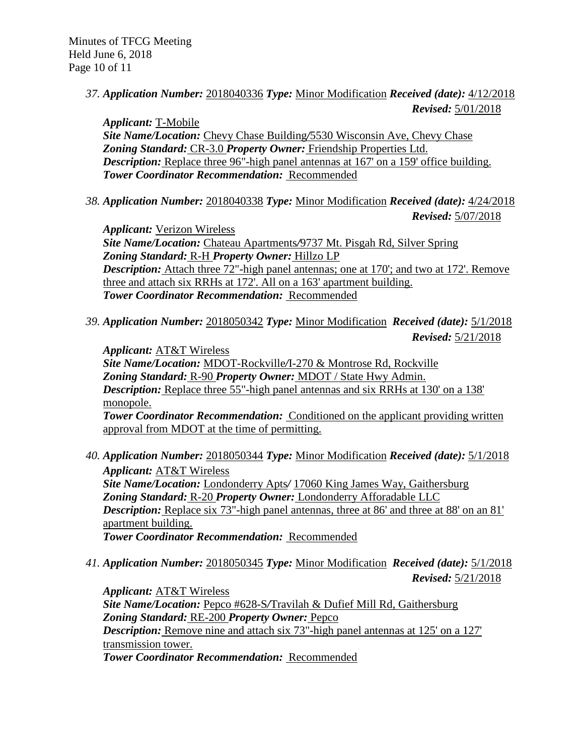37. ***Application Number:*** 2018040336 ***Type:*** Minor Modification ***Received (date):*** 4/12/2018 ***Revised:*** 5/01/2018

***Applicant:*** T-Mobile
***Site Name/Location:*** Chevy Chase Building/5530 Wisconsin Ave, Chevy Chase
***Zoning Standard:*** CR-3.0 ***Property Owner:*** Friendship Properties Ltd.
***Description:*** Replace three 96"-high panel antennas at 167' on a 159' office building.
***Tower Coordinator Recommendation:*** Recommended

38. ***Application Number:*** 2018040338 ***Type:*** Minor Modification ***Received (date):*** 4/24/2018 ***Revised:*** 5/07/2018

***Applicant:*** Verizon Wireless
***Site Name/Location:*** Chateau Apartments/9737 Mt. Pisgah Rd, Silver Spring
***Zoning Standard:*** R-H ***Property Owner:*** Hillzo LP
***Description:*** Attach three 72"-high panel antennas; one at 170'; and two at 172'. Remove three and attach six RRHs at 172'. All on a 163' apartment building.
***Tower Coordinator Recommendation:*** Recommended

39. ***Application Number:*** 2018050342 ***Type:*** Minor Modification ***Received (date):*** 5/1/2018 ***Revised:*** 5/21/2018

***Applicant:*** AT&T Wireless
***Site Name/Location:*** MDOT-Rockville/I-270 & Montrose Rd, Rockville
***Zoning Standard:*** R-90 ***Property Owner:*** MDOT / State Hwy Admin.
***Description:*** Replace three 55"-high panel antennas and six RRHs at 130' on a 138' monopole.
***Tower Coordinator Recommendation:*** Conditioned on the applicant providing written approval from MDOT at the time of permitting.

40. ***Application Number:*** 2018050344 ***Type:*** Minor Modification ***Received (date):*** 5/1/2018

***Applicant:*** AT&T Wireless
***Site Name/Location:*** Londonderry Apts/ 17060 King James Way, Gaithersburg
***Zoning Standard:*** R-20 ***Property Owner:*** Londonderry Afforadable LLC
***Description:*** Replace six 73"-high panel antennas, three at 86' and three at 88' on an 81' apartment building.
***Tower Coordinator Recommendation:*** Recommended

41. ***Application Number:*** 2018050345 ***Type:*** Minor Modification ***Received (date):*** 5/1/2018 ***Revised:*** 5/21/2018

***Applicant:*** AT&T Wireless
***Site Name/Location:*** Pepco #628-S/Travilah & Dufief Mill Rd, Gaithersburg
***Zoning Standard:*** RE-200 ***Property Owner:*** Pepco
***Description:*** Remove nine and attach six 73"-high panel antennas at 125' on a 127' transmission tower.
***Tower Coordinator Recommendation:*** Recommended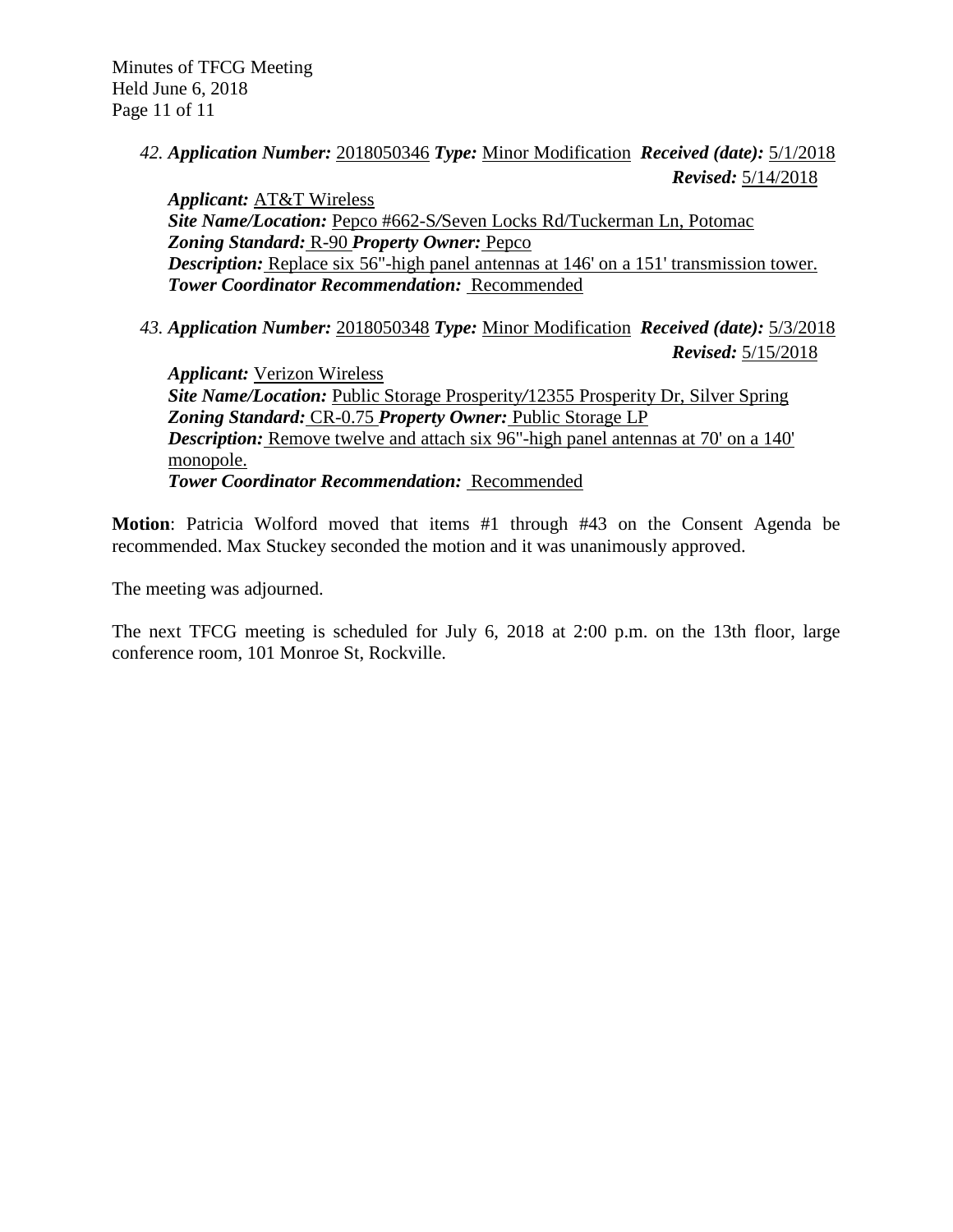42. ***Application Number:*** 2018050346 ***Type:*** Minor Modification ***Received (date):*** 5/1/2018
***Revised:*** 5/14/2018
***Applicant:*** AT&T Wireless
***Site Name/Location:*** Pepco #662-S/Seven Locks Rd/Tuckerman Ln, Potomac
***Zoning Standard:*** R-90 ***Property Owner:*** Pepco
***Description:*** Replace six 56"-high panel antennas at 146' on a 151' transmission tower.
***Tower Coordinator Recommendation:*** Recommended

43. ***Application Number:*** 2018050348 ***Type:*** Minor Modification ***Received (date):*** 5/3/2018
***Revised:*** 5/15/2018
***Applicant:*** Verizon Wireless
***Site Name/Location:*** Public Storage Prosperity/12355 Prosperity Dr, Silver Spring
***Zoning Standard:*** CR-0.75 ***Property Owner:*** Public Storage LP
***Description:*** Remove twelve and attach six 96"-high panel antennas at 70' on a 140' monopole.
***Tower Coordinator Recommendation:*** Recommended

**Motion**: Patricia Wolford moved that items #1 through #43 on the Consent Agenda be recommended. Max Stuckey seconded the motion and it was unanimously approved.

The meeting was adjourned.

The next TFCG meeting is scheduled for July 6, 2018 at 2:00 p.m. on the 13th floor, large conference room, 101 Monroe St, Rockville.